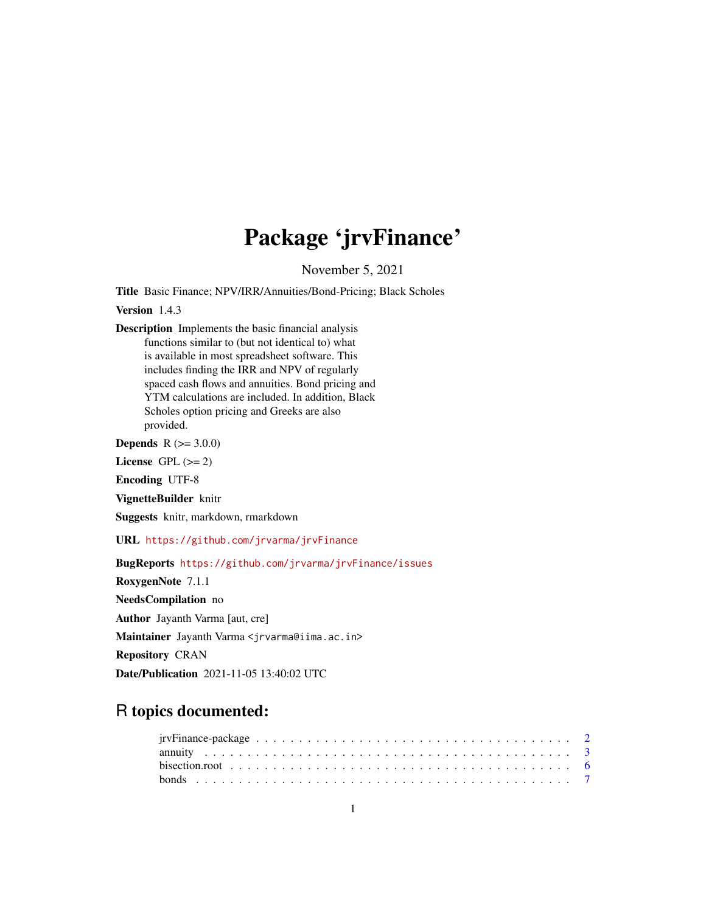# Package 'jrvFinance'

November 5, 2021

**Title** Basic Finance; NPV/IRR/Annuities/Bond-Pricing; Black Scholes

**Version** 1.4.3

**Description** Implements the basic financial analysis functions similar to (but not identical to) what is available in most spreadsheet software. This includes finding the IRR and NPV of regularly spaced cash flows and annuities. Bond pricing and YTM calculations are included. In addition, Black Scholes option pricing and Greeks are also provided.

**Depends** R (>= 3.0.0)

**License** GPL (>= 2)

**Encoding** UTF-8

**VignetteBuilder** knitr

**Suggests** knitr, markdown, rmarkdown

**URL** https://github.com/jrvarma/jrvFinance

**BugReports** https://github.com/jrvarma/jrvFinance/issues

**RoxygenNote** 7.1.1

**NeedsCompilation** no

**Author** Jayanth Varma [aut, cre]

**Maintainer** Jayanth Varma <jrvarma@iima.ac.in>

**Repository** CRAN

**Date/Publication** 2021-11-05 13:40:02 UTC

## R topics documented:

| | |
|---|---|
| jrvFinance-package | 2 |
| annuity | 3 |
| bisection.root | 6 |
| bonds | 7 |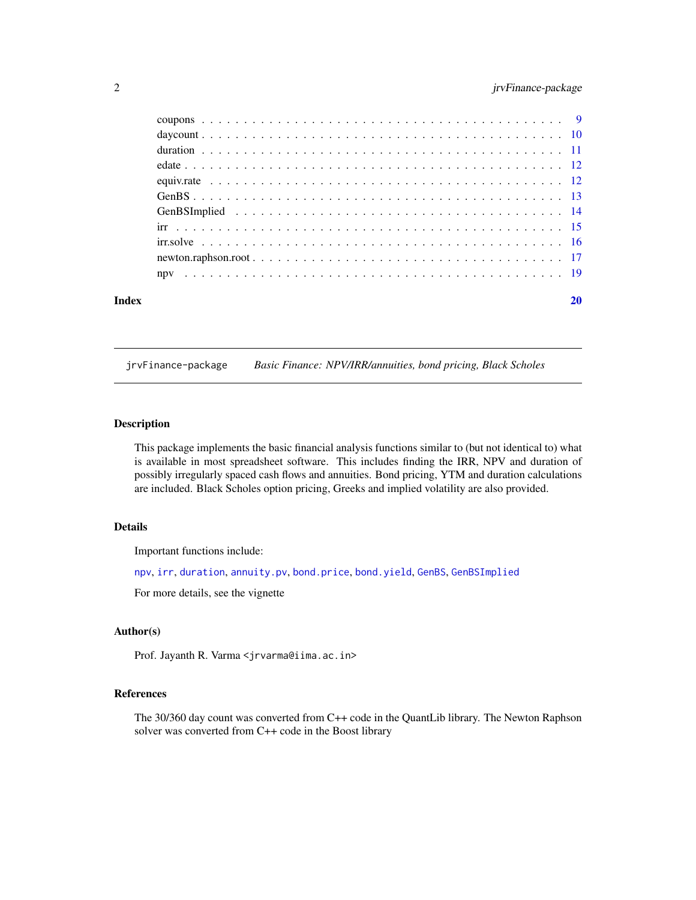| | |
|---|---|
| coupons | 9 |
| daycount | 10 |
| duration | 11 |
| edate | 12 |
| equiv.rate | 12 |
| GenBS | 13 |
| GenBSImplied | 14 |
| irr | 15 |
| irr.solve | 16 |
| newton.raphson.root | 17 |
| npv | 19 |

**Index** **20**

---

`jrvFinance-package` *Basic Finance: NPV/IRR/annuities, bond pricing, Black Scholes*

---

### Description

This package implements the basic financial analysis functions similar to (but not identical to) what is available in most spreadsheet software. This includes finding the IRR, NPV and duration of possibly irregularly spaced cash flows and annuities. Bond pricing, YTM and duration calculations are included. Black Scholes option pricing, Greeks and implied volatility are also provided.

### Details

Important functions include:

`npv`, `irr`, `duration`, `annuity.pv`, `bond.price`, `bond.yield`, `GenBS`, `GenBSImplied`

For more details, see the vignette

### Author(s)

Prof. Jayanth R. Varma <`jrvarma@iima.ac.in`>

### References

The 30/360 day count was converted from C++ code in the QuantLib library. The Newton Raphson solver was converted from C++ code in the Boost library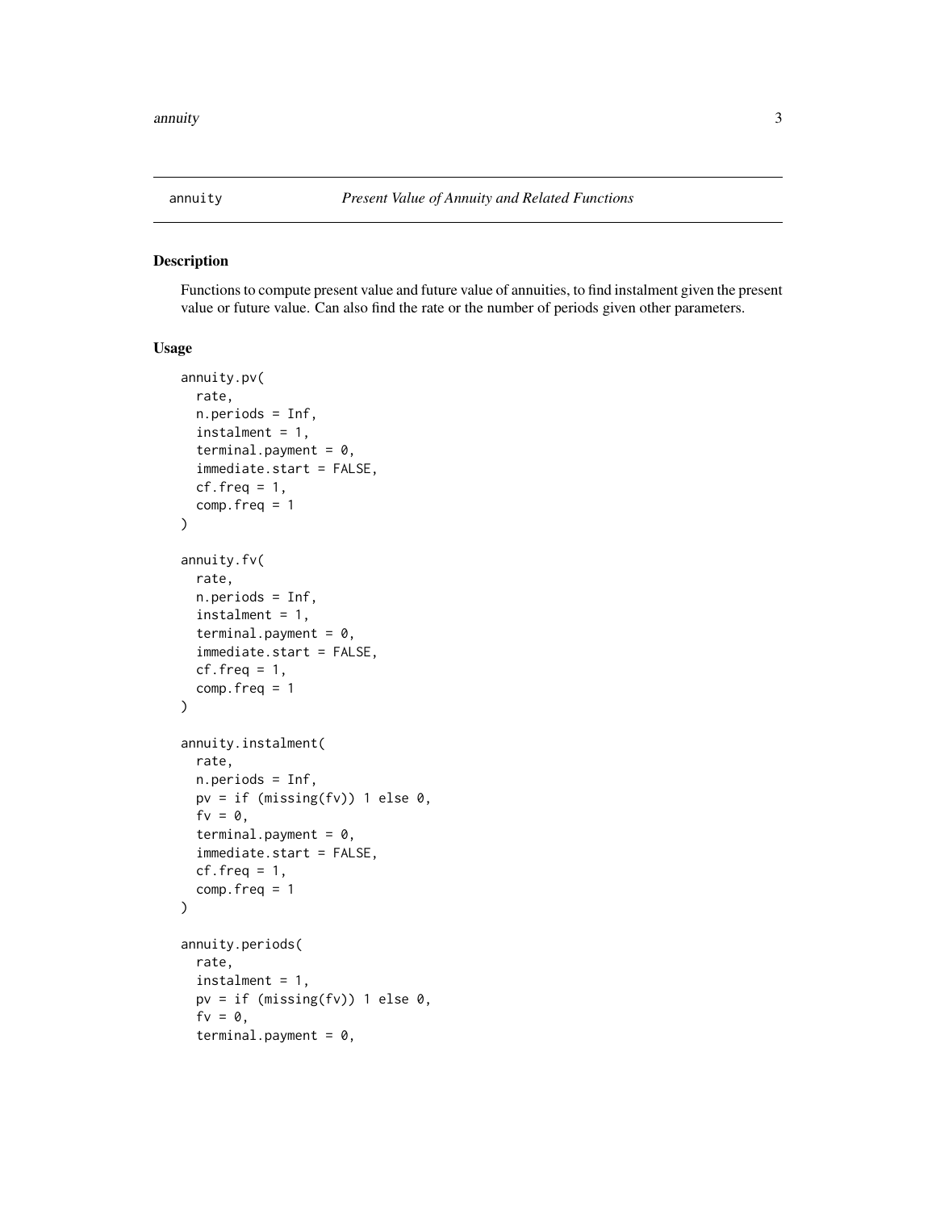## annuity — *Present Value of Annuity and Related Functions*

### Description

Functions to compute present value and future value of annuities, to find instalment given the present value or future value. Can also find the rate or the number of periods given other parameters.

### Usage

```
annuity.pv(
  rate,
  n.periods = Inf,
  instalment = 1,
  terminal.payment = 0,
  immediate.start = FALSE,
  cf.freq = 1,
  comp.freq = 1
)

annuity.fv(
  rate,
  n.periods = Inf,
  instalment = 1,
  terminal.payment = 0,
  immediate.start = FALSE,
  cf.freq = 1,
  comp.freq = 1
)

annuity.instalment(
  rate,
  n.periods = Inf,
  pv = if (missing(fv)) 1 else 0,
  fv = 0,
  terminal.payment = 0,
  immediate.start = FALSE,
  cf.freq = 1,
  comp.freq = 1
)

annuity.periods(
  rate,
  instalment = 1,
  pv = if (missing(fv)) 1 else 0,
  fv = 0,
  terminal.payment = 0,
```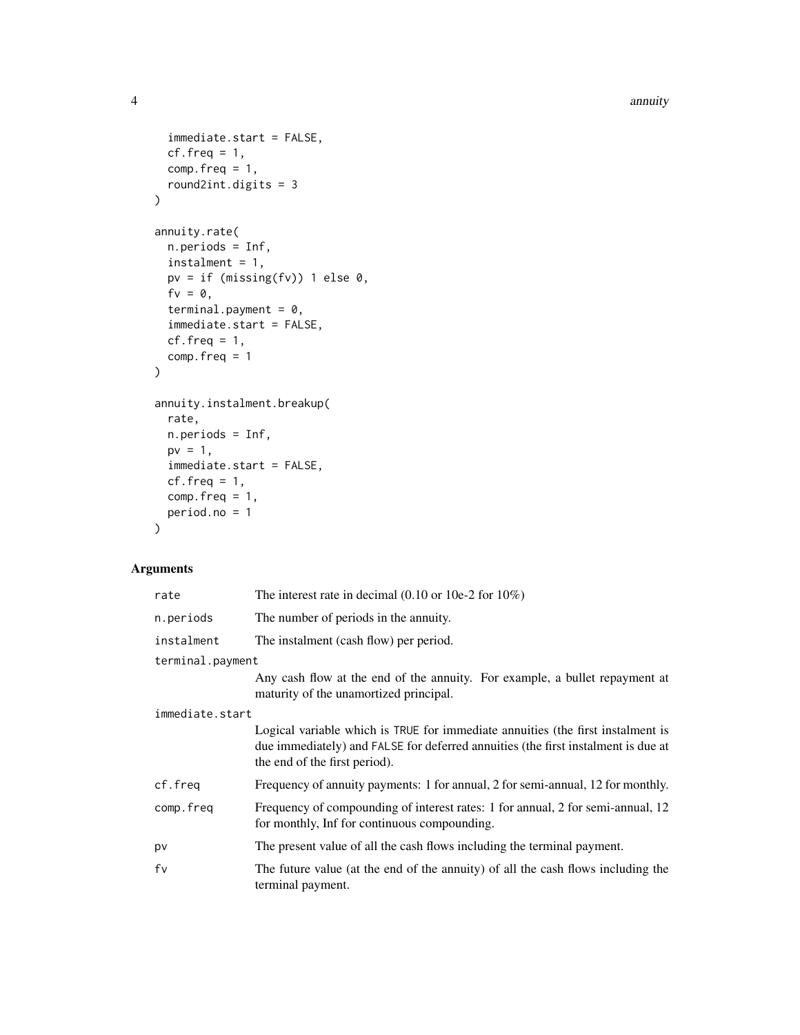```
  immediate.start = FALSE,
  cf.freq = 1,
  comp.freq = 1,
  round2int.digits = 3
)

annuity.rate(
  n.periods = Inf,
  instalment = 1,
  pv = if (missing(fv)) 1 else 0,
  fv = 0,
  terminal.payment = 0,
  immediate.start = FALSE,
  cf.freq = 1,
  comp.freq = 1
)

annuity.instalment.breakup(
  rate,
  n.periods = Inf,
  pv = 1,
  immediate.start = FALSE,
  cf.freq = 1,
  comp.freq = 1,
  period.no = 1
)
```

## Arguments

| | |
|---|---|
| `rate` | The interest rate in decimal (0.10 or 10e-2 for 10%) |
| `n.periods` | The number of periods in the annuity. |
| `instalment` | The instalment (cash flow) per period. |
| `terminal.payment` | Any cash flow at the end of the annuity. For example, a bullet repayment at maturity of the unamortized principal. |
| `immediate.start` | Logical variable which is `TRUE` for immediate annuities (the first instalment is due immediately) and `FALSE` for deferred annuities (the first instalment is due at the end of the first period). |
| `cf.freq` | Frequency of annuity payments: 1 for annual, 2 for semi-annual, 12 for monthly. |
| `comp.freq` | Frequency of compounding of interest rates: 1 for annual, 2 for semi-annual, 12 for monthly, Inf for continuous compounding. |
| `pv` | The present value of all the cash flows including the terminal payment. |
| `fv` | The future value (at the end of the annuity) of all the cash flows including the terminal payment. |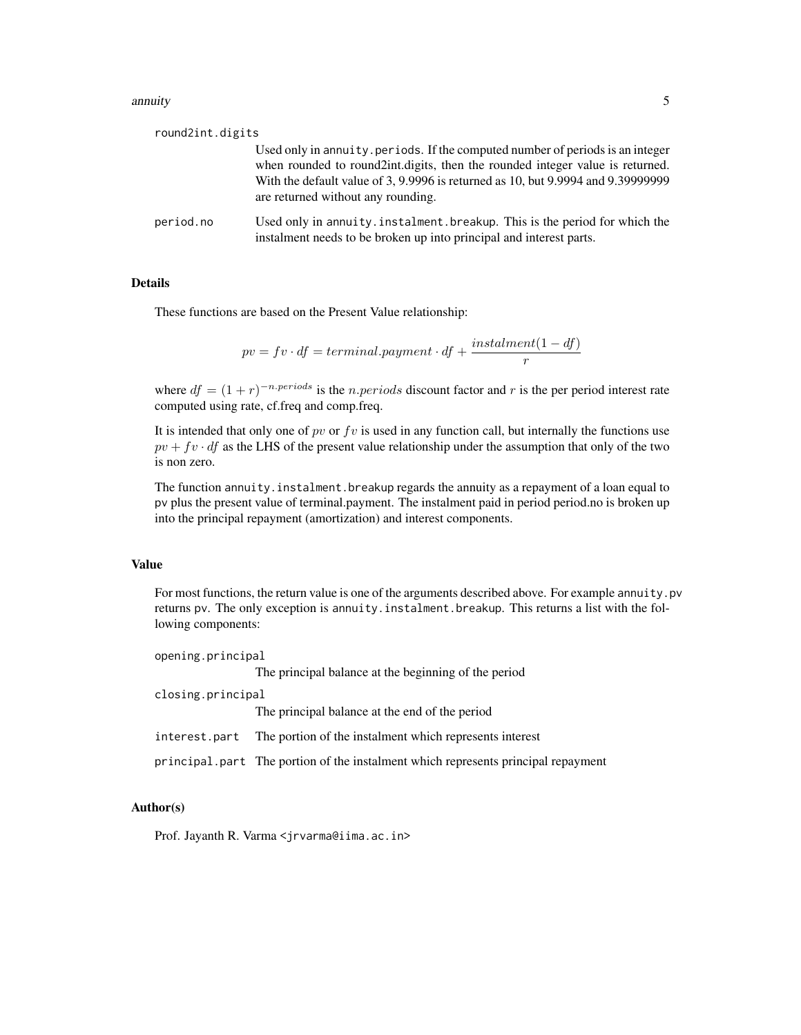round2int.digits
: Used only in `annuity.periods`. If the computed number of periods is an integer when rounded to round2int.digits, then the rounded integer value is returned. With the default value of 3, 9.9996 is returned as 10, but 9.9994 and 9.39999999 are returned without any rounding.

period.no
: Used only in `annuity.instalment.breakup`. This is the period for which the instalment needs to be broken up into principal and interest parts.

### Details

These functions are based on the Present Value relationship:

$$pv = fv \cdot df = terminal.payment \cdot df + \frac{instalment(1 - df)}{r}$$

where $df = (1 + r)^{-n.periods}$ is the $n.periods$ discount factor and $r$ is the per period interest rate computed using rate, cf.freq and comp.freq.

It is intended that only one of $pv$ or $fv$ is used in any function call, but internally the functions use $pv + fv \cdot df$ as the LHS of the present value relationship under the assumption that only of the two is non zero.

The function `annuity.instalment.breakup` regards the annuity as a repayment of a loan equal to pv plus the present value of terminal.payment. The instalment paid in period period.no is broken up into the principal repayment (amortization) and interest components.

### Value

For most functions, the return value is one of the arguments described above. For example `annuity.pv` returns `pv`. The only exception is `annuity.instalment.breakup`. This returns a list with the following components:

opening.principal
: The principal balance at the beginning of the period

closing.principal
: The principal balance at the end of the period

interest.part
: The portion of the instalment which represents interest

principal.part
: The portion of the instalment which represents principal repayment

### Author(s)

Prof. Jayanth R. Varma <jrvarma@iima.ac.in>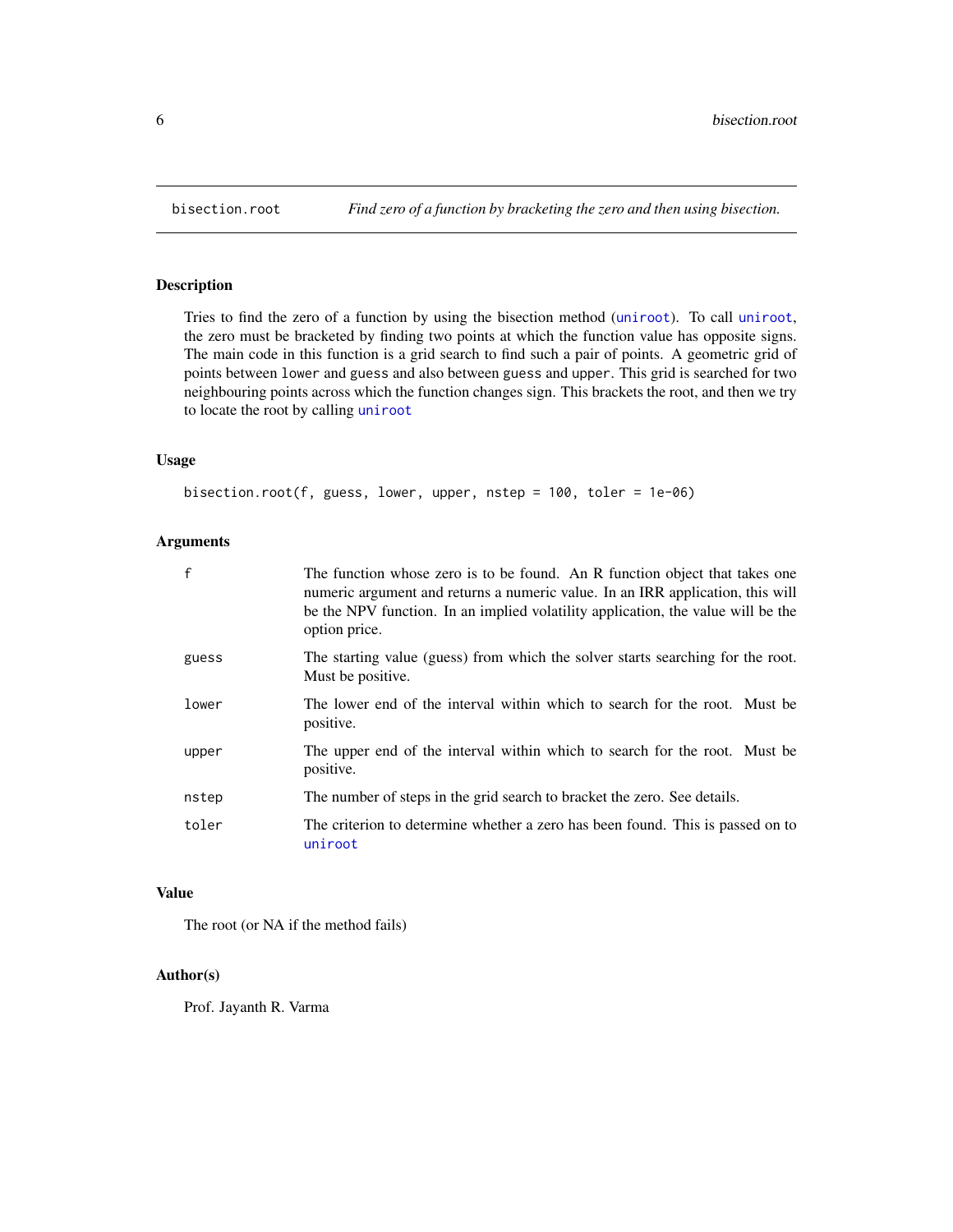bisection.root — *Find zero of a function by bracketing the zero and then using bisection.*

## Description

Tries to find the zero of a function by using the bisection method (`uniroot`). To call `uniroot`, the zero must be bracketed by finding two points at which the function value has opposite signs. The main code in this function is a grid search to find such a pair of points. A geometric grid of points between `lower` and `guess` and also between `guess` and `upper`. This grid is searched for two neighbouring points across which the function changes sign. This brackets the root, and then we try to locate the root by calling `uniroot`

## Usage

```
bisection.root(f, guess, lower, upper, nstep = 100, toler = 1e-06)
```

## Arguments

| | |
|---|---|
| `f` | The function whose zero is to be found. An R function object that takes one numeric argument and returns a numeric value. In an IRR application, this will be the NPV function. In an implied volatility application, the value will be the option price. |
| `guess` | The starting value (guess) from which the solver starts searching for the root. Must be positive. |
| `lower` | The lower end of the interval within which to search for the root. Must be positive. |
| `upper` | The upper end of the interval within which to search for the root. Must be positive. |
| `nstep` | The number of steps in the grid search to bracket the zero. See details. |
| `toler` | The criterion to determine whether a zero has been found. This is passed on to `uniroot` |

## Value

The root (or NA if the method fails)

## Author(s)

Prof. Jayanth R. Varma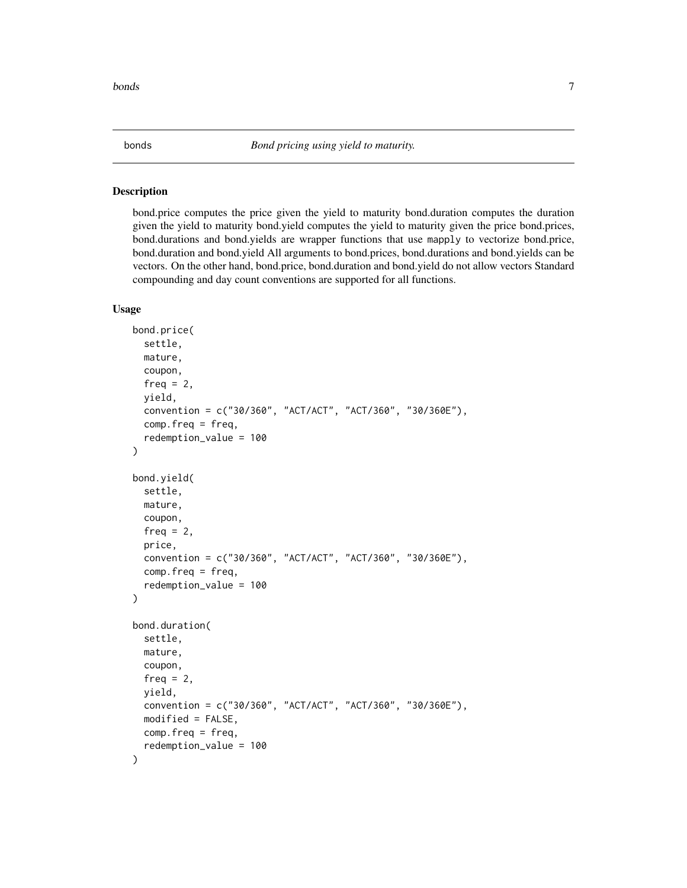# bonds — *Bond pricing using yield to maturity.*

## Description

bond.price computes the price given the yield to maturity bond.duration computes the duration given the yield to maturity bond.yield computes the yield to maturity given the price bond.prices, bond.durations and bond.yields are wrapper functions that use mapply to vectorize bond.price, bond.duration and bond.yield All arguments to bond.prices, bond.durations and bond.yields can be vectors. On the other hand, bond.price, bond.duration and bond.yield do not allow vectors Standard compounding and day count conventions are supported for all functions.

## Usage

```
bond.price(
  settle,
  mature,
  coupon,
  freq = 2,
  yield,
  convention = c("30/360", "ACT/ACT", "ACT/360", "30/360E"),
  comp.freq = freq,
  redemption_value = 100
)

bond.yield(
  settle,
  mature,
  coupon,
  freq = 2,
  price,
  convention = c("30/360", "ACT/ACT", "ACT/360", "30/360E"),
  comp.freq = freq,
  redemption_value = 100
)

bond.duration(
  settle,
  mature,
  coupon,
  freq = 2,
  yield,
  convention = c("30/360", "ACT/ACT", "ACT/360", "30/360E"),
  modified = FALSE,
  comp.freq = freq,
  redemption_value = 100
)
```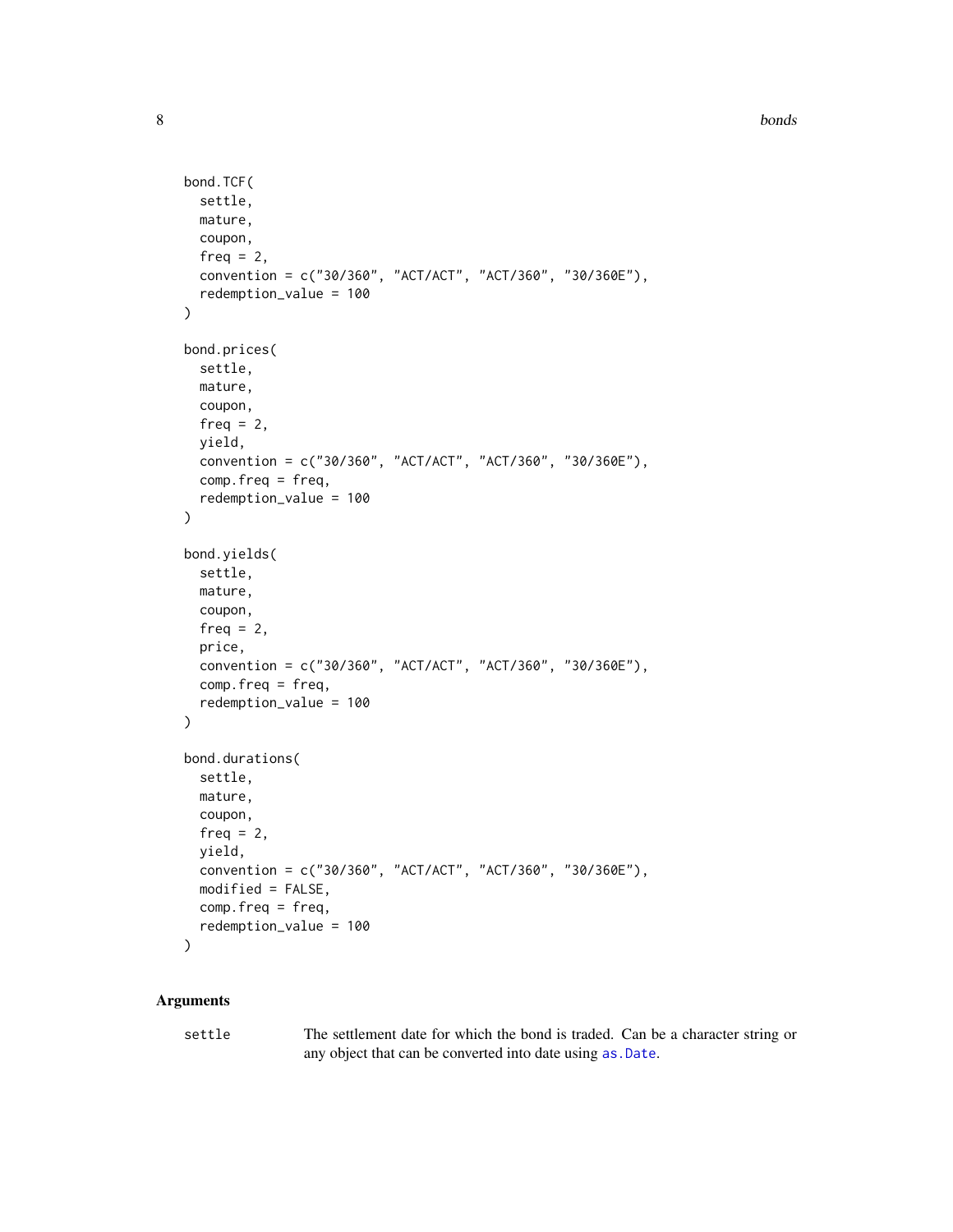```
bond.TCF(
  settle,
  mature,
  coupon,
  freq = 2,
  convention = c("30/360", "ACT/ACT", "ACT/360", "30/360E"),
  redemption_value = 100
)

bond.prices(
  settle,
  mature,
  coupon,
  freq = 2,
  yield,
  convention = c("30/360", "ACT/ACT", "ACT/360", "30/360E"),
  comp.freq = freq,
  redemption_value = 100
)

bond.yields(
  settle,
  mature,
  coupon,
  freq = 2,
  price,
  convention = c("30/360", "ACT/ACT", "ACT/360", "30/360E"),
  comp.freq = freq,
  redemption_value = 100
)

bond.durations(
  settle,
  mature,
  coupon,
  freq = 2,
  yield,
  convention = c("30/360", "ACT/ACT", "ACT/360", "30/360E"),
  modified = FALSE,
  comp.freq = freq,
  redemption_value = 100
)
```

## Arguments

`settle` The settlement date for which the bond is traded. Can be a character string or any object that can be converted into date using `as.Date`.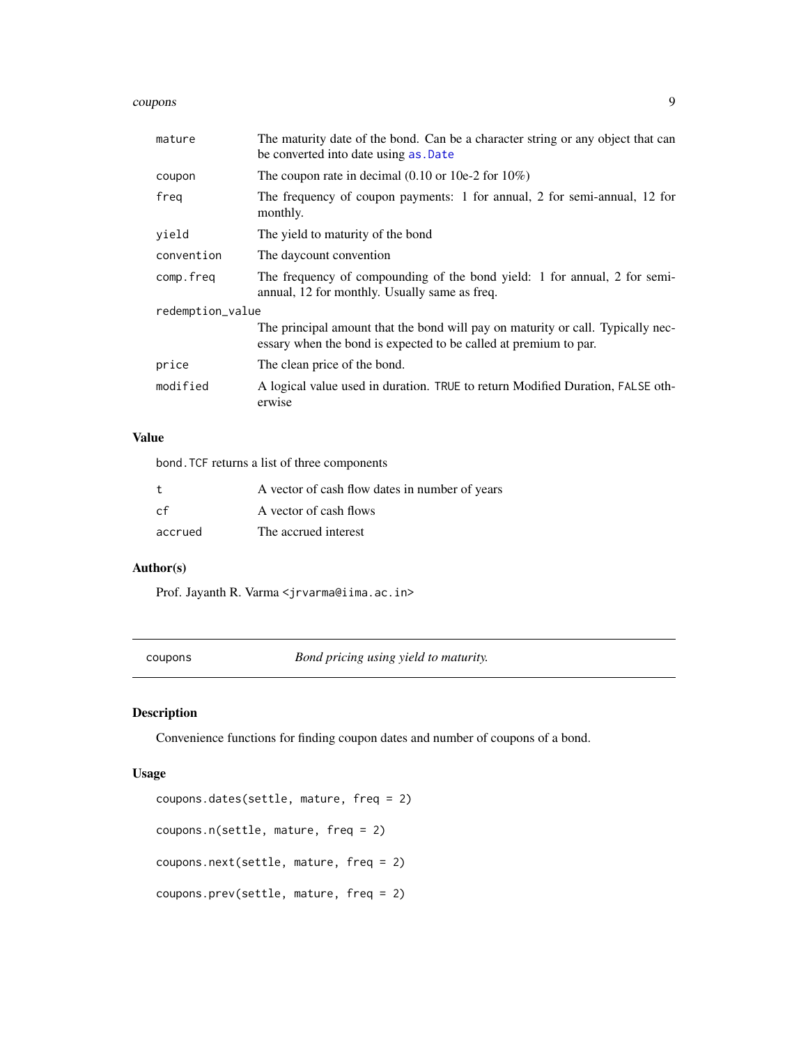| | |
|---|---|
| mature | The maturity date of the bond. Can be a character string or any object that can be converted into date using as.Date |
| coupon | The coupon rate in decimal (0.10 or 10e-2 for 10%) |
| freq | The frequency of coupon payments: 1 for annual, 2 for semi-annual, 12 for monthly. |
| yield | The yield to maturity of the bond |
| convention | The daycount convention |
| comp.freq | The frequency of compounding of the bond yield: 1 for annual, 2 for semi-annual, 12 for monthly. Usually same as freq. |
| redemption_value | The principal amount that the bond will pay on maturity or call. Typically necessary when the bond is expected to be called at premium to par. |
| price | The clean price of the bond. |
| modified | A logical value used in duration. TRUE to return Modified Duration, FALSE otherwise |

## Value

bond.TCF returns a list of three components

| | |
|---|---|
| t | A vector of cash flow dates in number of years |
| cf | A vector of cash flows |
| accrued | The accrued interest |

## Author(s)

Prof. Jayanth R. Varma <jrvarma@iima.ac.in>

---

# coupons *Bond pricing using yield to maturity.*

## Description

Convenience functions for finding coupon dates and number of coupons of a bond.

## Usage

```
coupons.dates(settle, mature, freq = 2)

coupons.n(settle, mature, freq = 2)

coupons.next(settle, mature, freq = 2)

coupons.prev(settle, mature, freq = 2)
```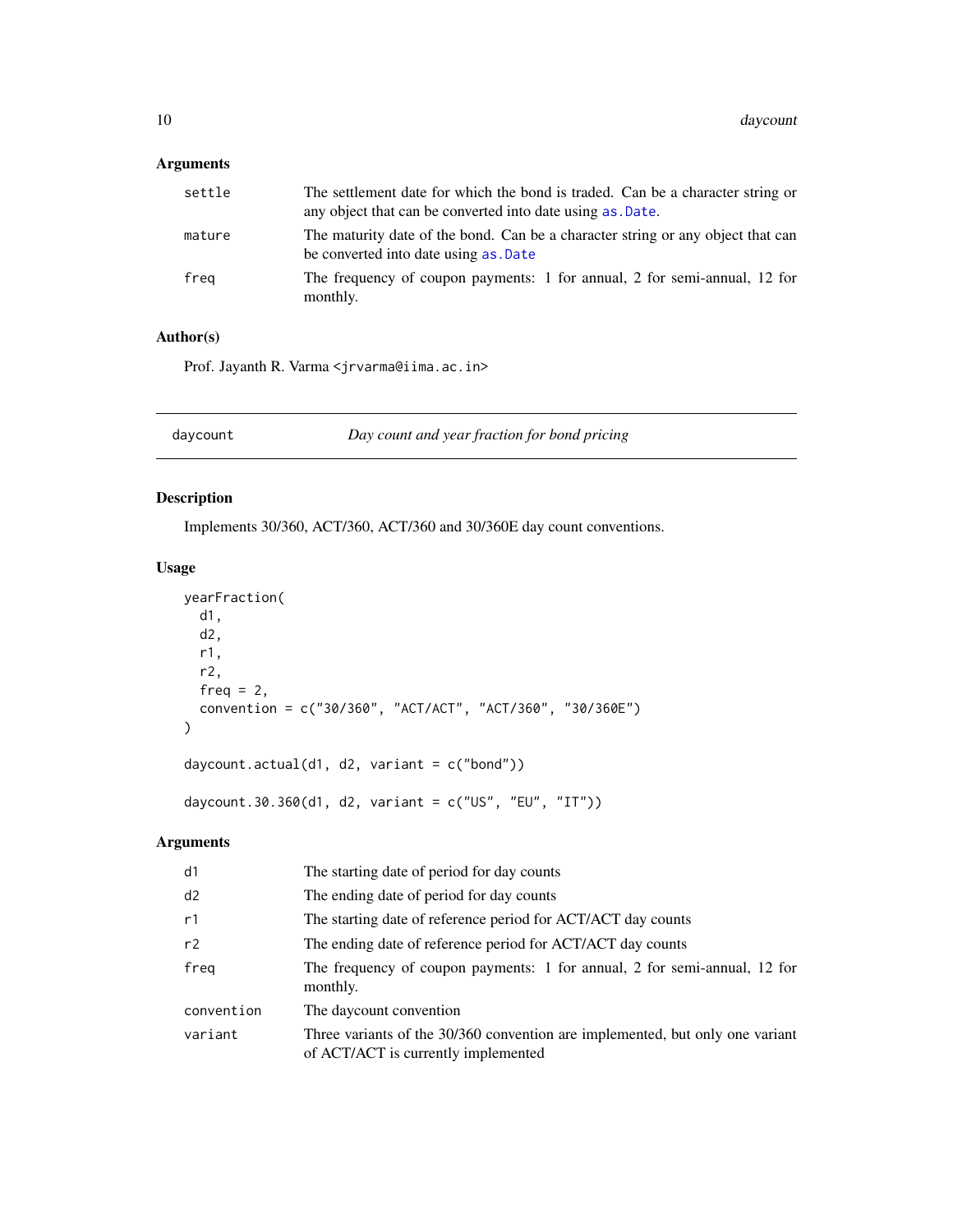## Arguments

| | |
|---|---|
| settle | The settlement date for which the bond is traded. Can be a character string or any object that can be converted into date using `as.Date`. |
| mature | The maturity date of the bond. Can be a character string or any object that can be converted into date using `as.Date` |
| freq | The frequency of coupon payments: 1 for annual, 2 for semi-annual, 12 for monthly. |

## Author(s)

Prof. Jayanth R. Varma <jrvarma@iima.ac.in>

---

`daycount` *Day count and year fraction for bond pricing*

---

## Description

Implements 30/360, ACT/360, ACT/360 and 30/360E day count conventions.

## Usage

```
yearFraction(
  d1,
  d2,
  r1,
  r2,
  freq = 2,
  convention = c("30/360", "ACT/ACT", "ACT/360", "30/360E")
)

daycount.actual(d1, d2, variant = c("bond"))

daycount.30.360(d1, d2, variant = c("US", "EU", "IT"))
```

## Arguments

| | |
|---|---|
| d1 | The starting date of period for day counts |
| d2 | The ending date of period for day counts |
| r1 | The starting date of reference period for ACT/ACT day counts |
| r2 | The ending date of reference period for ACT/ACT day counts |
| freq | The frequency of coupon payments: 1 for annual, 2 for semi-annual, 12 for monthly. |
| convention | The daycount convention |
| variant | Three variants of the 30/360 convention are implemented, but only one variant of ACT/ACT is currently implemented |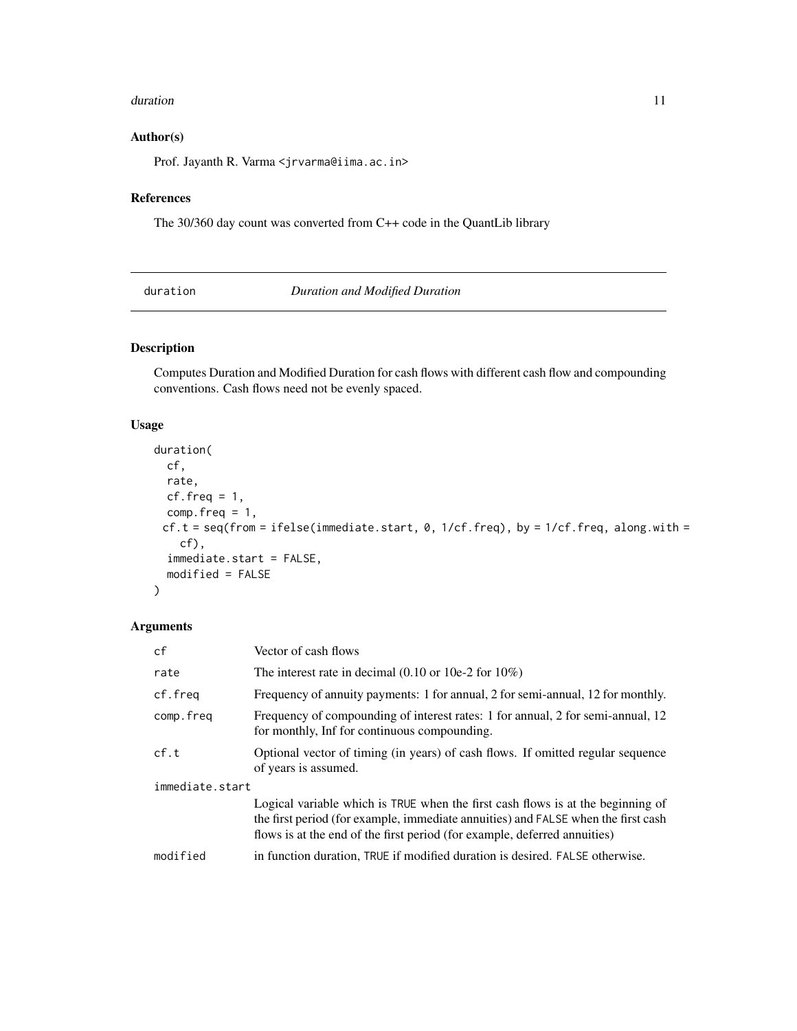## Author(s)

Prof. Jayanth R. Varma <jrvarma@iima.ac.in>

## References

The 30/360 day count was converted from C++ code in the QuantLib library

---

duration *Duration and Modified Duration*

---

## Description

Computes Duration and Modified Duration for cash flows with different cash flow and compounding conventions. Cash flows need not be evenly spaced.

## Usage

```
duration(
  cf,
  rate,
  cf.freq = 1,
  comp.freq = 1,
  cf.t = seq(from = ifelse(immediate.start, 0, 1/cf.freq), by = 1/cf.freq, along.with =
    cf),
  immediate.start = FALSE,
  modified = FALSE
)
```

## Arguments

| | |
|---|---|
| `cf` | Vector of cash flows |
| `rate` | The interest rate in decimal (0.10 or 10e-2 for 10%) |
| `cf.freq` | Frequency of annuity payments: 1 for annual, 2 for semi-annual, 12 for monthly. |
| `comp.freq` | Frequency of compounding of interest rates: 1 for annual, 2 for semi-annual, 12 for monthly, Inf for continuous compounding. |
| `cf.t` | Optional vector of timing (in years) of cash flows. If omitted regular sequence of years is assumed. |
| `immediate.start` | Logical variable which is `TRUE` when the first cash flows is at the beginning of the first period (for example, immediate annuities) and `FALSE` when the first cash flows is at the end of the first period (for example, deferred annuities) |
| `modified` | in function duration, `TRUE` if modified duration is desired. `FALSE` otherwise. |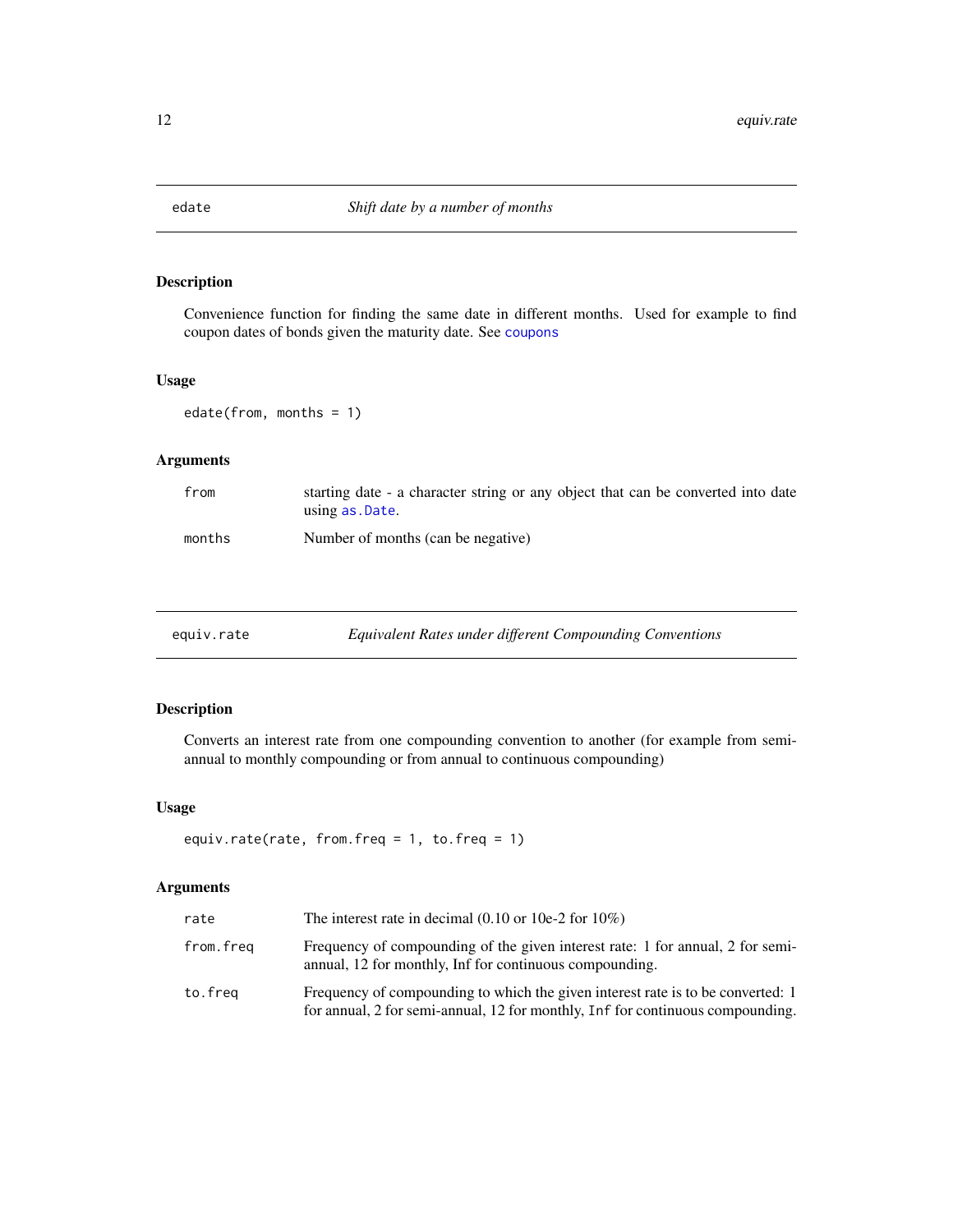## edate — *Shift date by a number of months*

### Description

Convenience function for finding the same date in different months. Used for example to find coupon dates of bonds given the maturity date. See coupons

### Usage

```
edate(from, months = 1)
```

### Arguments

| | |
|---|---|
| from | starting date - a character string or any object that can be converted into date using as.Date. |
| months | Number of months (can be negative) |

## equiv.rate — *Equivalent Rates under different Compounding Conventions*

### Description

Converts an interest rate from one compounding convention to another (for example from semi-annual to monthly compounding or from annual to continuous compounding)

### Usage

```
equiv.rate(rate, from.freq = 1, to.freq = 1)
```

### Arguments

| | |
|---|---|
| rate | The interest rate in decimal (0.10 or 10e-2 for 10%) |
| from.freq | Frequency of compounding of the given interest rate: 1 for annual, 2 for semi-annual, 12 for monthly, Inf for continuous compounding. |
| to.freq | Frequency of compounding to which the given interest rate is to be converted: 1 for annual, 2 for semi-annual, 12 for monthly, Inf for continuous compounding. |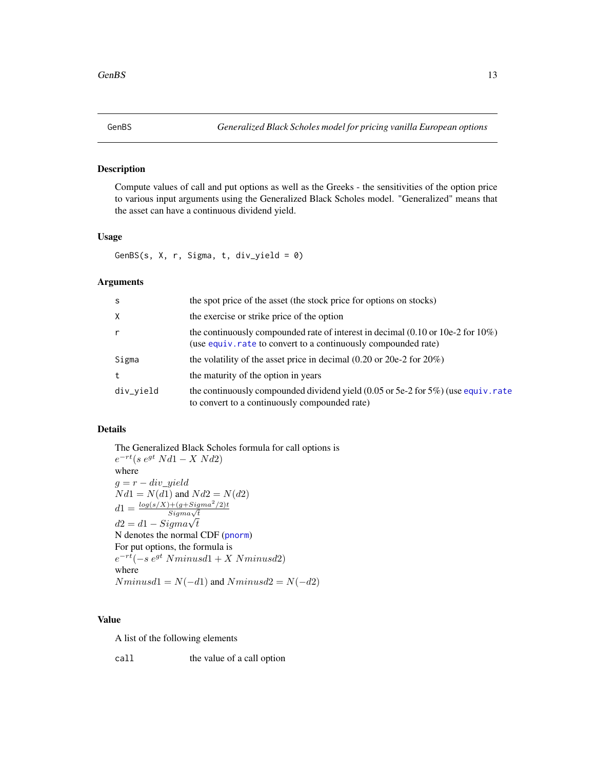# GenBS — *Generalized Black Scholes model for pricing vanilla European options*

## Description

Compute values of call and put options as well as the Greeks - the sensitivities of the option price to various input arguments using the Generalized Black Scholes model. "Generalized" means that the asset can have a continuous dividend yield.

## Usage

```
GenBS(s, X, r, Sigma, t, div_yield = 0)
```

## Arguments

| | |
|---|---|
| s | the spot price of the asset (the stock price for options on stocks) |
| X | the exercise or strike price of the option |
| r | the continuously compounded rate of interest in decimal (0.10 or 10e-2 for 10%) (use equiv.rate to convert to a continuously compounded rate) |
| Sigma | the volatility of the asset price in decimal (0.20 or 20e-2 for 20%) |
| t | the maturity of the option in years |
| div_yield | the continuously compounded dividend yield (0.05 or 5e-2 for 5%) (use equiv.rate to convert to a continuously compounded rate) |

## Details

The Generalized Black Scholes formula for call options is
$e^{-rt}(s\ e^{gt}\ Nd1 - X\ Nd2)$
where
$g = r - div\_yield$
$Nd1 = N(d1)$ and $Nd2 = N(d2)$
$d1 = \frac{log(s/X)+(g+Sigma^2/2)t}{Sigma\sqrt{t}}$
$d2 = d1 - Sigma\sqrt{t}$
N denotes the normal CDF (pnorm)
For put options, the formula is
$e^{-rt}(-s\ e^{gt}\ Nminusd1 + X\ Nminusd2)$
where
$Nminusd1 = N(-d1)$ and $Nminusd2 = N(-d2)$

## Value

A list of the following elements

| | |
|---|---|
| call | the value of a call option |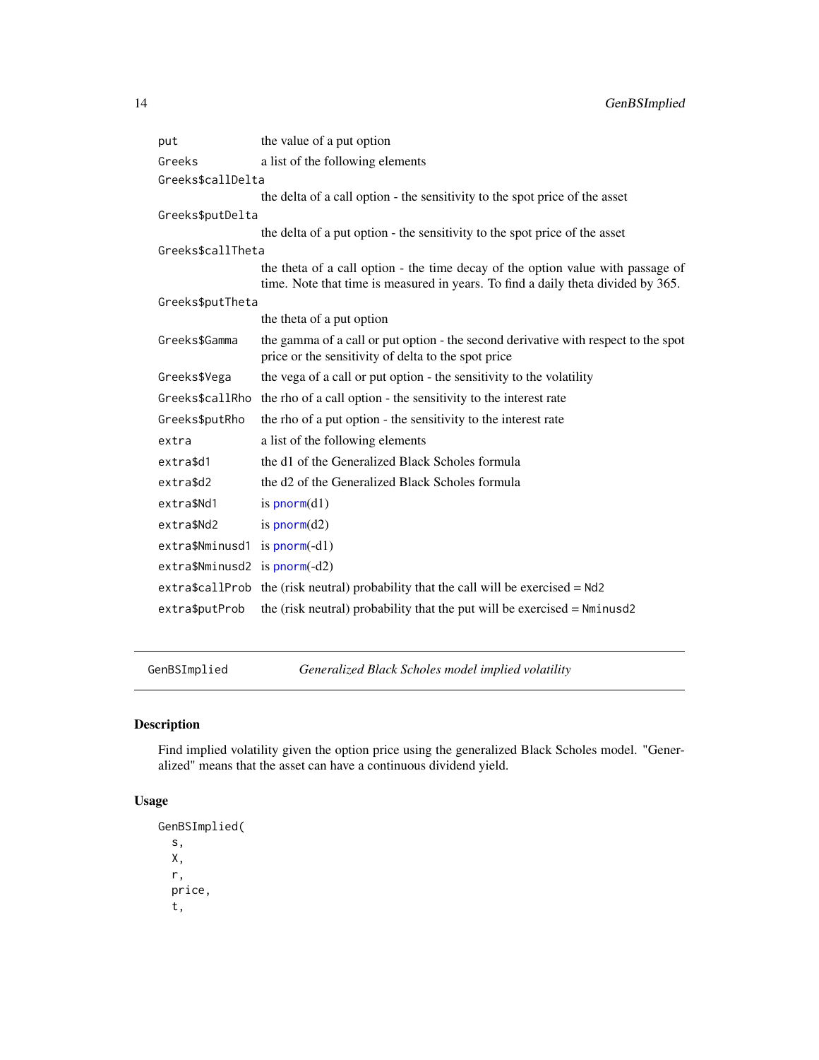| | |
|---|---|
| `put` | the value of a put option |
| `Greeks` | a list of the following elements |
| `Greeks$callDelta` | the delta of a call option - the sensitivity to the spot price of the asset |
| `Greeks$putDelta` | the delta of a put option - the sensitivity to the spot price of the asset |
| `Greeks$callTheta` | the theta of a call option - the time decay of the option value with passage of time. Note that time is measured in years. To find a daily theta divided by 365. |
| `Greeks$putTheta` | the theta of a put option |
| `Greeks$Gamma` | the gamma of a call or put option - the second derivative with respect to the spot price or the sensitivity of delta to the spot price |
| `Greeks$Vega` | the vega of a call or put option - the sensitivity to the volatility |
| `Greeks$callRho` | the rho of a call option - the sensitivity to the interest rate |
| `Greeks$putRho` | the rho of a put option - the sensitivity to the interest rate |
| `extra` | a list of the following elements |
| `extra$d1` | the d1 of the Generalized Black Scholes formula |
| `extra$d2` | the d2 of the Generalized Black Scholes formula |
| `extra$Nd1` | is pnorm(d1) |
| `extra$Nd2` | is pnorm(d2) |
| `extra$Nminusd1` | is pnorm(-d1) |
| `extra$Nminusd2` | is pnorm(-d2) |
| `extra$callProb` | the (risk neutral) probability that the call will be exercised = `Nd2` |
| `extra$putProb` | the (risk neutral) probability that the put will be exercised = `Nminusd2` |

---

## GenBSImplied — *Generalized Black Scholes model implied volatility*

### Description

Find implied volatility given the option price using the generalized Black Scholes model. "Generalized" means that the asset can have a continuous dividend yield.

### Usage

```
GenBSImplied(
  s,
  X,
  r,
  price,
  t,
```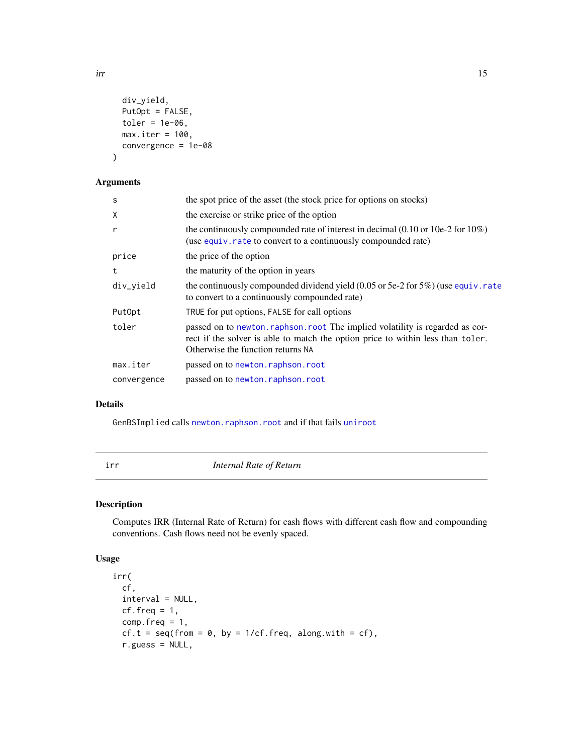```
  div_yield,
  PutOpt = FALSE,
  toler = 1e-06,
  max.iter = 100,
  convergence = 1e-08
)
```

### Arguments

| | |
|---|---|
| s | the spot price of the asset (the stock price for options on stocks) |
| X | the exercise or strike price of the option |
| r | the continuously compounded rate of interest in decimal (0.10 or 10e-2 for 10%) (use equiv.rate to convert to a continuously compounded rate) |
| price | the price of the option |
| t | the maturity of the option in years |
| div_yield | the continuously compounded dividend yield (0.05 or 5e-2 for 5%) (use equiv.rate to convert to a continuously compounded rate) |
| PutOpt | TRUE for put options, FALSE for call options |
| toler | passed on to newton.raphson.root The implied volatility is regarded as correct if the solver is able to match the option price to within less than toler. Otherwise the function returns NA |
| max.iter | passed on to newton.raphson.root |
| convergence | passed on to newton.raphson.root |

### Details

GenBSImplied calls newton.raphson.root and if that fails uniroot

---

## irr — *Internal Rate of Return*

### Description

Computes IRR (Internal Rate of Return) for cash flows with different cash flow and compounding conventions. Cash flows need not be evenly spaced.

### Usage

```
irr(
  cf,
  interval = NULL,
  cf.freq = 1,
  comp.freq = 1,
  cf.t = seq(from = 0, by = 1/cf.freq, along.with = cf),
  r.guess = NULL,
```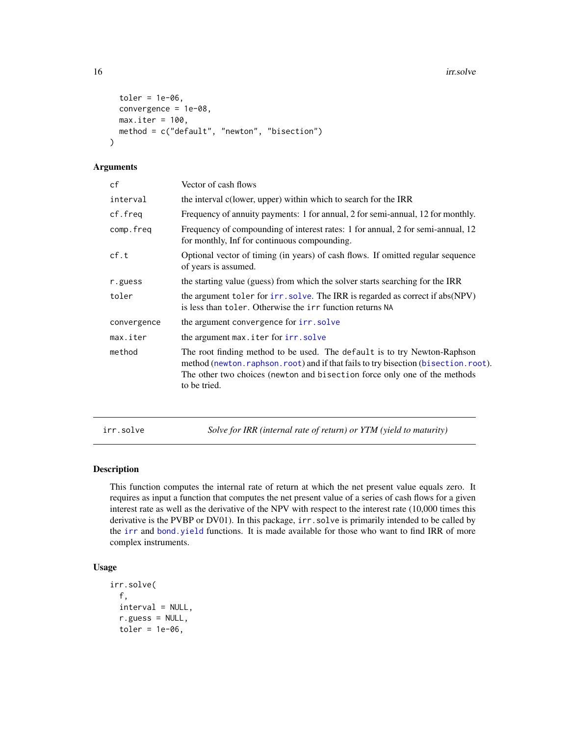```
  toler = 1e-06,
  convergence = 1e-08,
  max.iter = 100,
  method = c("default", "newton", "bisection")
)
```

### Arguments

| | |
|---|---|
| cf | Vector of cash flows |
| interval | the interval c(lower, upper) within which to search for the IRR |
| cf.freq | Frequency of annuity payments: 1 for annual, 2 for semi-annual, 12 for monthly. |
| comp.freq | Frequency of compounding of interest rates: 1 for annual, 2 for semi-annual, 12 for monthly, Inf for continuous compounding. |
| cf.t | Optional vector of timing (in years) of cash flows. If omitted regular sequence of years is assumed. |
| r.guess | the starting value (guess) from which the solver starts searching for the IRR |
| toler | the argument toler for irr.solve. The IRR is regarded as correct if abs(NPV) is less than toler. Otherwise the irr function returns NA |
| convergence | the argument convergence for irr.solve |
| max.iter | the argument max.iter for irr.solve |
| method | The root finding method to be used. The default is to try Newton-Raphson method (newton.raphson.root) and if that fails to try bisection (bisection.root). The other two choices (newton and bisection force only one of the methods to be tried. |

---

## irr.solve — *Solve for IRR (internal rate of return) or YTM (yield to maturity)*

### Description

This function computes the internal rate of return at which the net present value equals zero. It requires as input a function that computes the net present value of a series of cash flows for a given interest rate as well as the derivative of the NPV with respect to the interest rate (10,000 times this derivative is the PVBP or DV01). In this package, irr.solve is primarily intended to be called by the irr and bond.yield functions. It is made available for those who want to find IRR of more complex instruments.

### Usage

```
irr.solve(
  f,
  interval = NULL,
  r.guess = NULL,
  toler = 1e-06,
```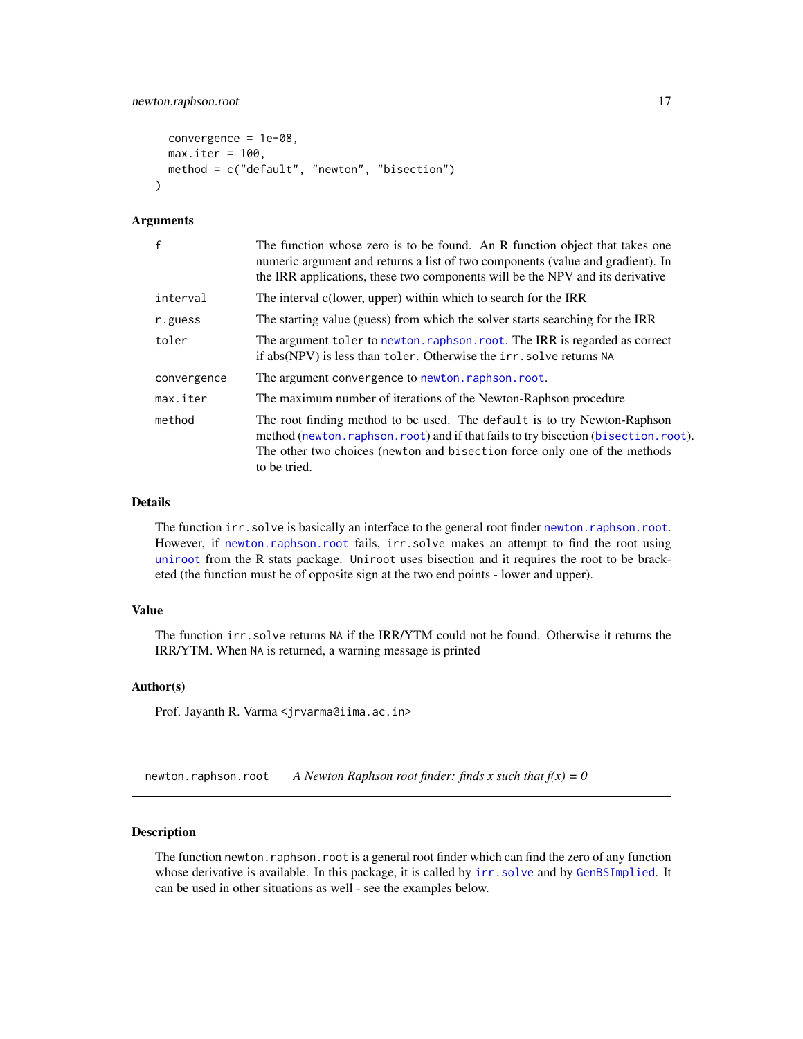```
  convergence = 1e-08,
  max.iter = 100,
  method = c("default", "newton", "bisection")
)
```

### Arguments

| | |
|---|---|
| f | The function whose zero is to be found. An R function object that takes one numeric argument and returns a list of two components (value and gradient). In the IRR applications, these two components will be the NPV and its derivative |
| interval | The interval c(lower, upper) within which to search for the IRR |
| r.guess | The starting value (guess) from which the solver starts searching for the IRR |
| toler | The argument toler to newton.raphson.root. The IRR is regarded as correct if abs(NPV) is less than toler. Otherwise the irr.solve returns NA |
| convergence | The argument convergence to newton.raphson.root. |
| max.iter | The maximum number of iterations of the Newton-Raphson procedure |
| method | The root finding method to be used. The default is to try Newton-Raphson method (newton.raphson.root) and if that fails to try bisection (bisection.root). The other two choices (newton and bisection force only one of the methods to be tried. |

### Details

The function irr.solve is basically an interface to the general root finder newton.raphson.root. However, if newton.raphson.root fails, irr.solve makes an attempt to find the root using uniroot from the R stats package. Uniroot uses bisection and it requires the root to be bracketed (the function must be of opposite sign at the two end points - lower and upper).

### Value

The function irr.solve returns NA if the IRR/YTM could not be found. Otherwise it returns the IRR/YTM. When NA is returned, a warning message is printed

### Author(s)

Prof. Jayanth R. Varma <jrvarma@iima.ac.in>

---

## newton.raphson.root *A Newton Raphson root finder: finds x such that f(x) = 0*

---

### Description

The function newton.raphson.root is a general root finder which can find the zero of any function whose derivative is available. In this package, it is called by irr.solve and by GenBSImplied. It can be used in other situations as well - see the examples below.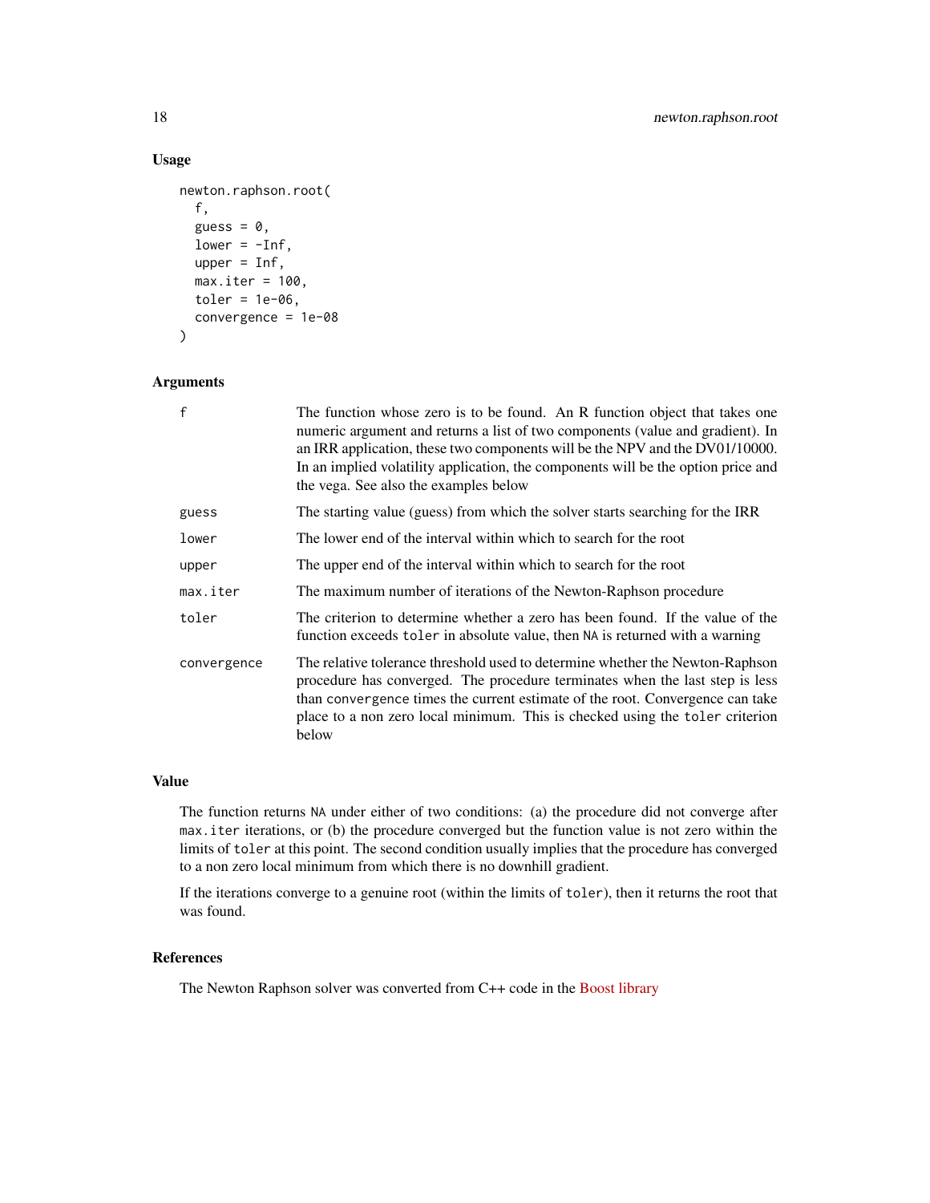## Usage

```
newton.raphson.root(
  f,
  guess = 0,
  lower = -Inf,
  upper = Inf,
  max.iter = 100,
  toler = 1e-06,
  convergence = 1e-08
)
```

## Arguments

| | |
|---|---|
| f | The function whose zero is to be found. An R function object that takes one numeric argument and returns a list of two components (value and gradient). In an IRR application, these two components will be the NPV and the DV01/10000. In an implied volatility application, the components will be the option price and the vega. See also the examples below |
| guess | The starting value (guess) from which the solver starts searching for the IRR |
| lower | The lower end of the interval within which to search for the root |
| upper | The upper end of the interval within which to search for the root |
| max.iter | The maximum number of iterations of the Newton-Raphson procedure |
| toler | The criterion to determine whether a zero has been found. If the value of the function exceeds `toler` in absolute value, then `NA` is returned with a warning |
| convergence | The relative tolerance threshold used to determine whether the Newton-Raphson procedure has converged. The procedure terminates when the last step is less than `convergence` times the current estimate of the root. Convergence can take place to a non zero local minimum. This is checked using the `toler` criterion below |

## Value

The function returns `NA` under either of two conditions: (a) the procedure did not converge after `max.iter` iterations, or (b) the procedure converged but the function value is not zero within the limits of `toler` at this point. The second condition usually implies that the procedure has converged to a non zero local minimum from which there is no downhill gradient.

If the iterations converge to a genuine root (within the limits of `toler`), then it returns the root that was found.

## References

The Newton Raphson solver was converted from C++ code in the Boost library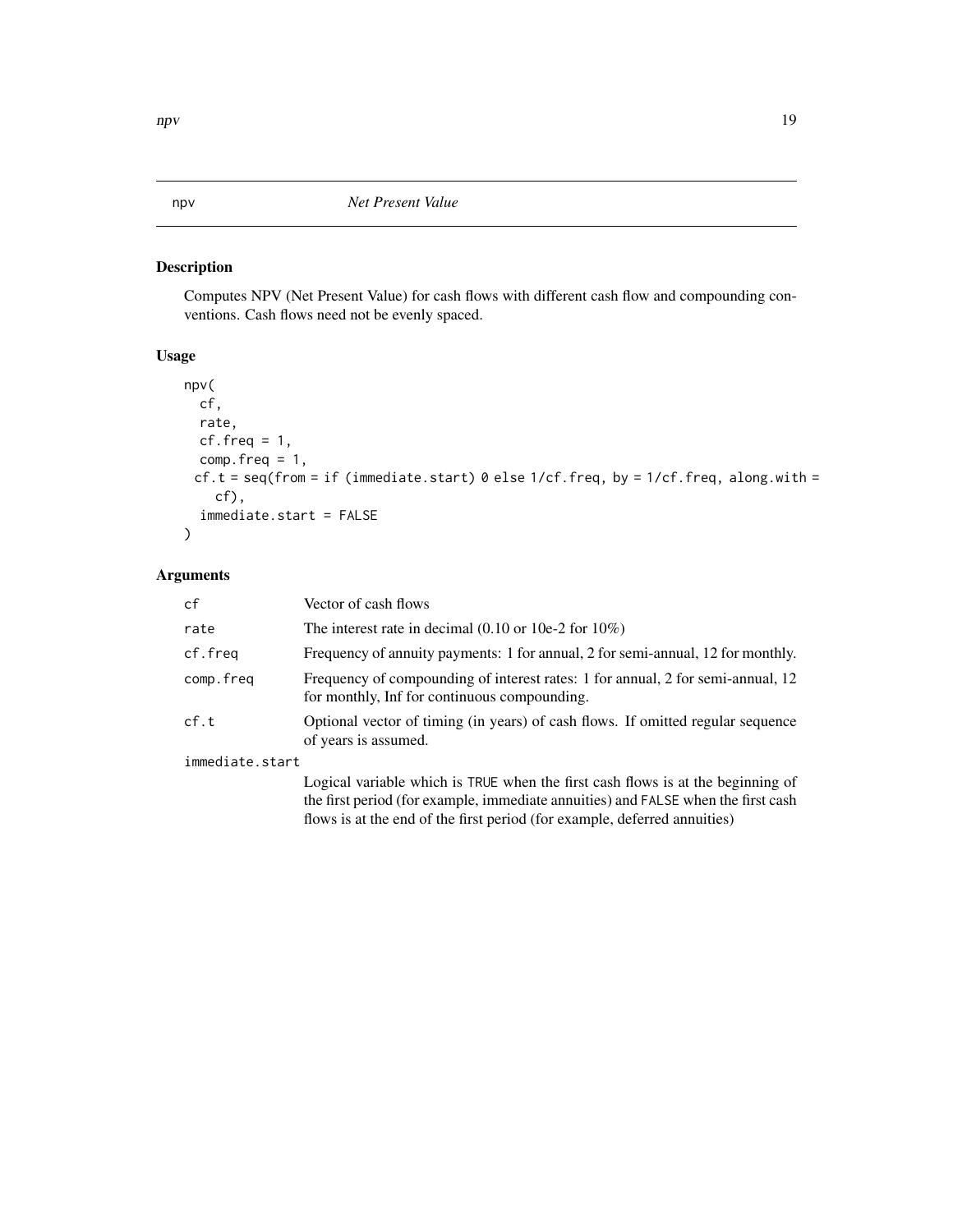# npv — *Net Present Value*

## Description

Computes NPV (Net Present Value) for cash flows with different cash flow and compounding conventions. Cash flows need not be evenly spaced.

## Usage

```
npv(
  cf,
  rate,
  cf.freq = 1,
  comp.freq = 1,
  cf.t = seq(from = if (immediate.start) 0 else 1/cf.freq, by = 1/cf.freq, along.with =
    cf),
  immediate.start = FALSE
)
```

## Arguments

| | |
|---|---|
| cf | Vector of cash flows |
| rate | The interest rate in decimal (0.10 or 10e-2 for 10%) |
| cf.freq | Frequency of annuity payments: 1 for annual, 2 for semi-annual, 12 for monthly. |
| comp.freq | Frequency of compounding of interest rates: 1 for annual, 2 for semi-annual, 12 for monthly, Inf for continuous compounding. |
| cf.t | Optional vector of timing (in years) of cash flows. If omitted regular sequence of years is assumed. |
| immediate.start | Logical variable which is TRUE when the first cash flows is at the beginning of the first period (for example, immediate annuities) and FALSE when the first cash flows is at the end of the first period (for example, deferred annuities) |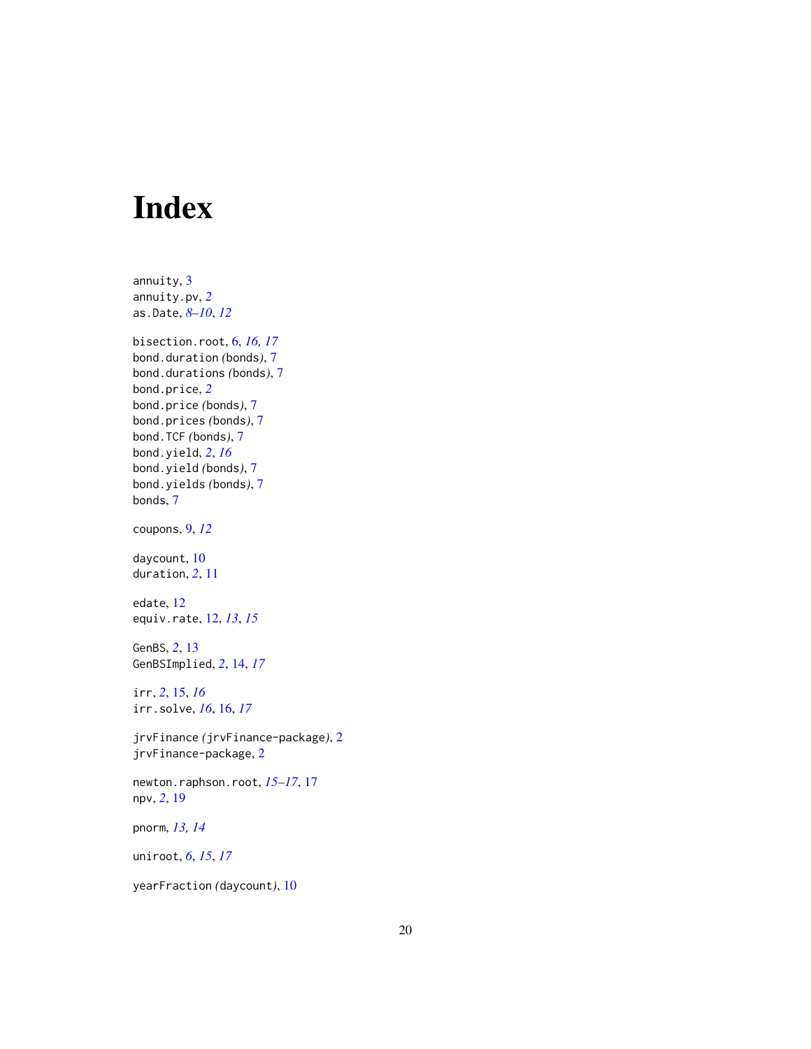# Index

annuity, 3
annuity.pv, *2*
as.Date, *8–10*, *12*

bisection.root, 6, *16, 17*
bond.duration *(*bonds*)*, 7
bond.durations *(*bonds*)*, 7
bond.price, *2*
bond.price *(*bonds*)*, 7
bond.prices *(*bonds*)*, 7
bond.TCF *(*bonds*)*, 7
bond.yield, *2*, *16*
bond.yield *(*bonds*)*, 7
bond.yields *(*bonds*)*, 7
bonds, 7

coupons, 9, *12*

daycount, 10
duration, *2*, 11

edate, 12
equiv.rate, 12, *13*, *15*

GenBS, *2*, 13
GenBSImplied, *2*, 14, *17*

irr, *2*, 15, *16*
irr.solve, *16*, 16, *17*

jrvFinance *(*jrvFinance-package*)*, 2
jrvFinance-package, 2

newton.raphson.root, *15–17*, 17
npv, *2*, 19

pnorm, *13, 14*

uniroot, *6*, *15*, *17*

yearFraction *(*daycount*)*, 10